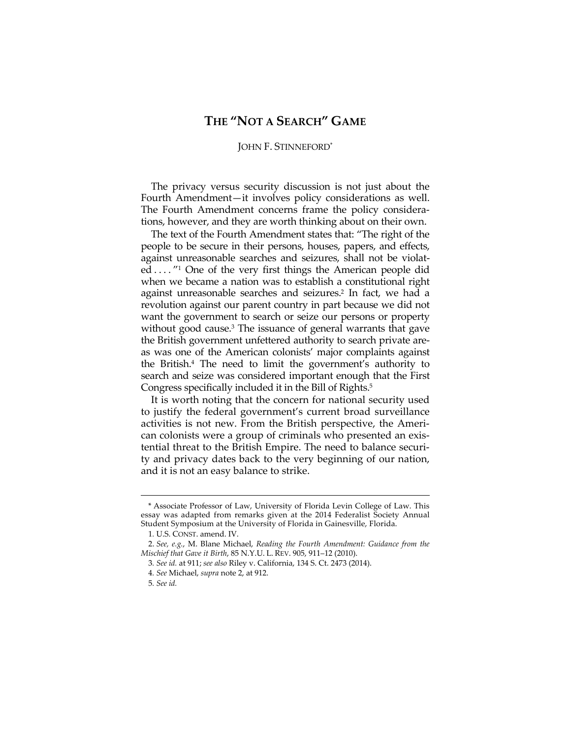# THE "NOT A SEARCH" GAME

JOHN F. STINNEFORD*

The privacy versus security discussion is not just about the Fourth Amendment—it involves policy considerations as well. The Fourth Amendment concerns frame the policy considerations, however, and they are worth thinking about on their own.

The text of the Fourth Amendment states that: "The right of the people to be secure in their persons, houses, papers, and effects, against unreasonable searches and seizures, shall not be violated . . . ."[1] One of the very first things the American people did when we became a nation was to establish a constitutional right against unreasonable searches and seizures.[2] In fact, we had a revolution against our parent country in part because we did not want the government to search or seize our persons or property without good cause.[3] The issuance of general warrants that gave the British government unfettered authority to search private areas was one of the American colonists' major complaints against the British.[4] The need to limit the government's authority to search and seize was considered important enough that the First Congress specifically included it in the Bill of Rights.[5]

It is worth noting that the concern for national security used to justify the federal government's current broad surveillance activities is not new. From the British perspective, the American colonists were a group of criminals who presented an existential threat to the British Empire. The need to balance security and privacy dates back to the very beginning of our nation, and it is not an easy balance to strike.

---

\* Associate Professor of Law, University of Florida Levin College of Law. This essay was adapted from remarks given at the 2014 Federalist Society Annual Student Symposium at the University of Florida in Gainesville, Florida.

1. U.S. CONST. amend. IV.

2. *See, e.g.*, M. Blane Michael, *Reading the Fourth Amendment: Guidance from the Mischief that Gave it Birth*, 85 N.Y.U. L. REV. 905, 911–12 (2010).

3. *See id.* at 911; *see also* Riley v. California, 134 S. Ct. 2473 (2014).

4. *See* Michael, *supra* note 2, at 912.

5. *See id.*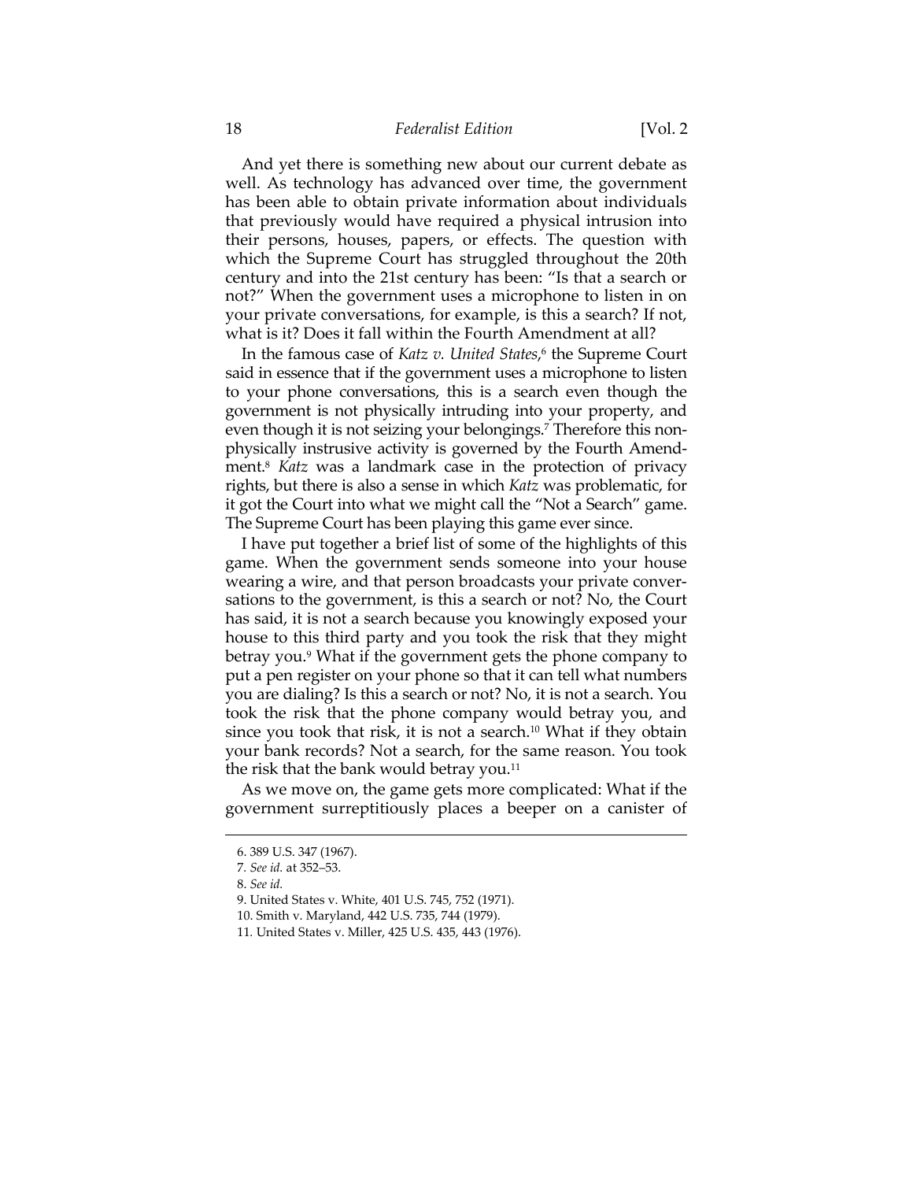And yet there is something new about our current debate as well. As technology has advanced over time, the government has been able to obtain private information about individuals that previously would have required a physical intrusion into their persons, houses, papers, or effects. The question with which the Supreme Court has struggled throughout the 20th century and into the 21st century has been: "Is that a search or not?" When the government uses a microphone to listen in on your private conversations, for example, is this a search? If not, what is it? Does it fall within the Fourth Amendment at all?

In the famous case of *Katz v. United States*,[6] the Supreme Court said in essence that if the government uses a microphone to listen to your phone conversations, this is a search even though the government is not physically intruding into your property, and even though it is not seizing your belongings.[7] Therefore this non-physically instrusive activity is governed by the Fourth Amendment.[8] *Katz* was a landmark case in the protection of privacy rights, but there is also a sense in which *Katz* was problematic, for it got the Court into what we might call the "Not a Search" game. The Supreme Court has been playing this game ever since.

I have put together a brief list of some of the highlights of this game. When the government sends someone into your house wearing a wire, and that person broadcasts your private conversations to the government, is this a search or not? No, the Court has said, it is not a search because you knowingly exposed your house to this third party and you took the risk that they might betray you.[9] What if the government gets the phone company to put a pen register on your phone so that it can tell what numbers you are dialing? Is this a search or not? No, it is not a search. You took the risk that the phone company would betray you, and since you took that risk, it is not a search.[10] What if they obtain your bank records? Not a search, for the same reason. You took the risk that the bank would betray you.[11]

As we move on, the game gets more complicated: What if the government surreptitiously places a beeper on a canister of

---

6. 389 U.S. 347 (1967).

7. *See id.* at 352–53.

8. *See id.*

9. United States v. White, 401 U.S. 745, 752 (1971).

10. Smith v. Maryland, 442 U.S. 735, 744 (1979).

11. United States v. Miller, 425 U.S. 435, 443 (1976).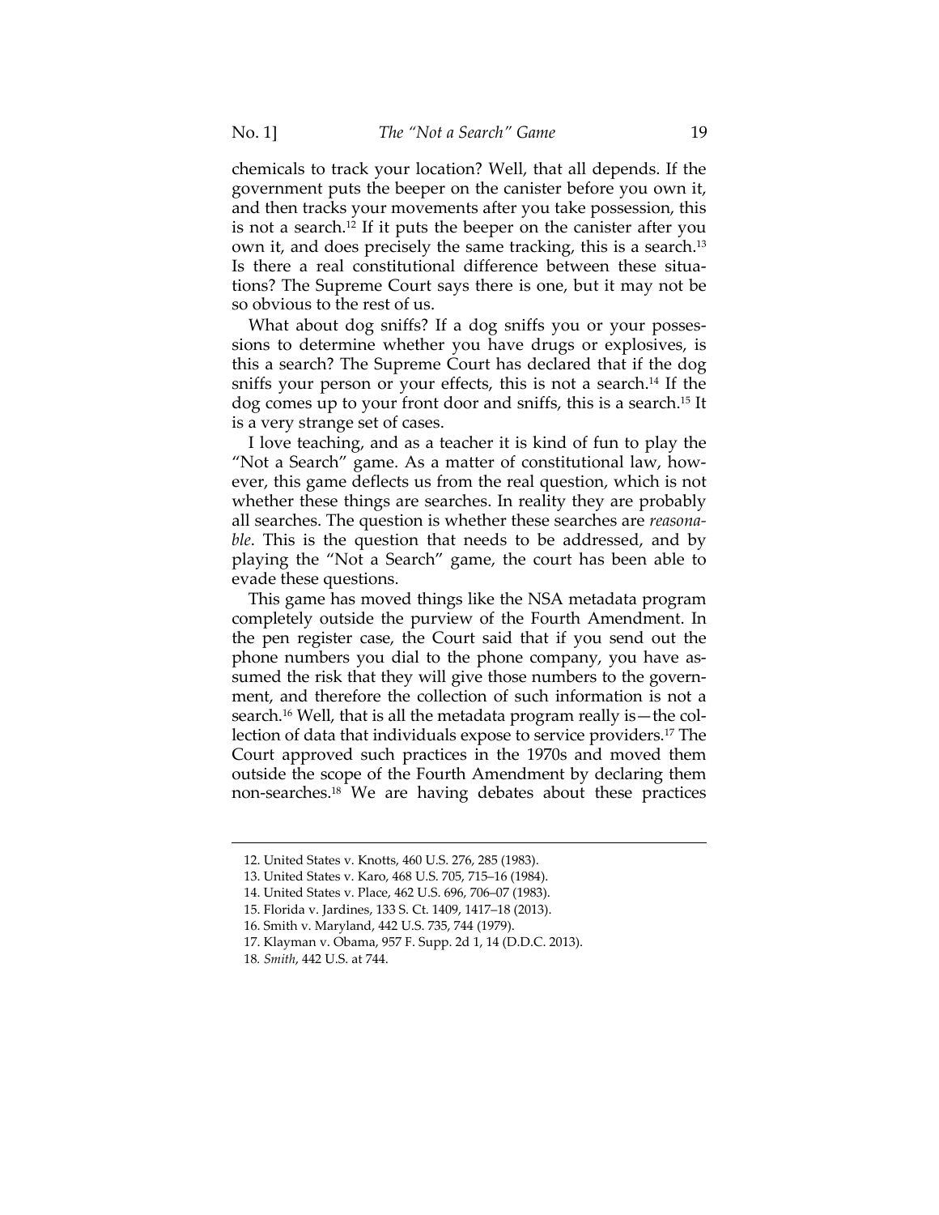chemicals to track your location? Well, that all depends. If the government puts the beeper on the canister before you own it, and then tracks your movements after you take possession, this is not a search.[12] If it puts the beeper on the canister after you own it, and does precisely the same tracking, this is a search.[13] Is there a real constitutional difference between these situations? The Supreme Court says there is one, but it may not be so obvious to the rest of us.

What about dog sniffs? If a dog sniffs you or your possessions to determine whether you have drugs or explosives, is this a search? The Supreme Court has declared that if the dog sniffs your person or your effects, this is not a search.[14] If the dog comes up to your front door and sniffs, this is a search.[15] It is a very strange set of cases.

I love teaching, and as a teacher it is kind of fun to play the "Not a Search" game. As a matter of constitutional law, however, this game deflects us from the real question, which is not whether these things are searches. In reality they are probably all searches. The question is whether these searches are *reasonable*. This is the question that needs to be addressed, and by playing the "Not a Search" game, the court has been able to evade these questions.

This game has moved things like the NSA metadata program completely outside the purview of the Fourth Amendment. In the pen register case, the Court said that if you send out the phone numbers you dial to the phone company, you have assumed the risk that they will give those numbers to the government, and therefore the collection of such information is not a search.[16] Well, that is all the metadata program really is—the collection of data that individuals expose to service providers.[17] The Court approved such practices in the 1970s and moved them outside the scope of the Fourth Amendment by declaring them non-searches.[18] We are having debates about these practices

---

12. United States v. Knotts, 460 U.S. 276, 285 (1983).
13. United States v. Karo, 468 U.S. 705, 715–16 (1984).
14. United States v. Place, 462 U.S. 696, 706–07 (1983).
15. Florida v. Jardines, 133 S. Ct. 1409, 1417–18 (2013).
16. Smith v. Maryland, 442 U.S. 735, 744 (1979).
17. Klayman v. Obama, 957 F. Supp. 2d 1, 14 (D.D.C. 2013).
18. *Smith*, 442 U.S. at 744.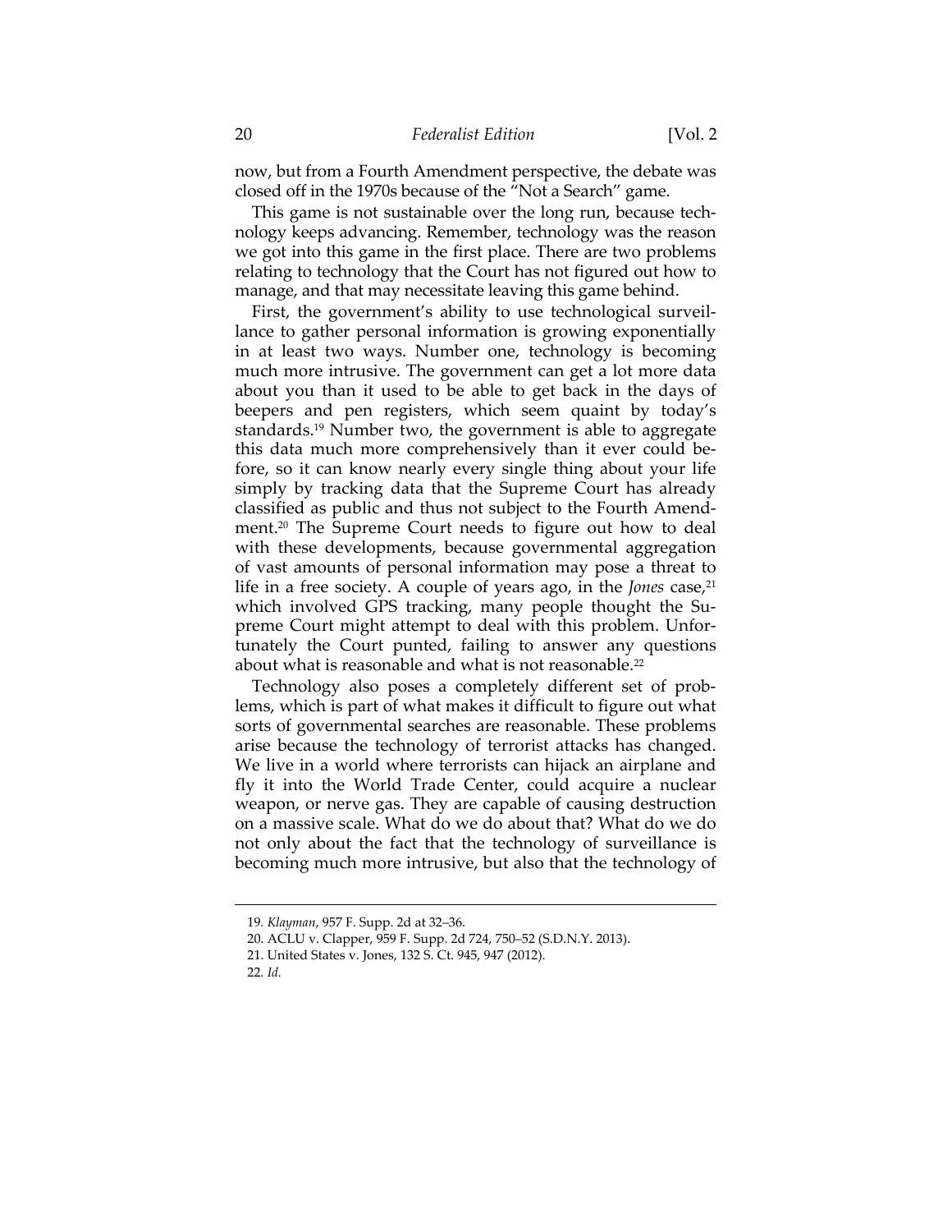now, but from a Fourth Amendment perspective, the debate was closed off in the 1970s because of the "Not a Search" game.

This game is not sustainable over the long run, because technology keeps advancing. Remember, technology was the reason we got into this game in the first place. There are two problems relating to technology that the Court has not figured out how to manage, and that may necessitate leaving this game behind.

First, the government's ability to use technological surveillance to gather personal information is growing exponentially in at least two ways. Number one, technology is becoming much more intrusive. The government can get a lot more data about you than it used to be able to get back in the days of beepers and pen registers, which seem quaint by today's standards.[19] Number two, the government is able to aggregate this data much more comprehensively than it ever could before, so it can know nearly every single thing about your life simply by tracking data that the Supreme Court has already classified as public and thus not subject to the Fourth Amendment.[20] The Supreme Court needs to figure out how to deal with these developments, because governmental aggregation of vast amounts of personal information may pose a threat to life in a free society. A couple of years ago, in the *Jones* case,[21] which involved GPS tracking, many people thought the Supreme Court might attempt to deal with this problem. Unfortunately the Court punted, failing to answer any questions about what is reasonable and what is not reasonable.[22]

Technology also poses a completely different set of problems, which is part of what makes it difficult to figure out what sorts of governmental searches are reasonable. These problems arise because the technology of terrorist attacks has changed. We live in a world where terrorists can hijack an airplane and fly it into the World Trade Center, could acquire a nuclear weapon, or nerve gas. They are capable of causing destruction on a massive scale. What do we do about that? What do we do not only about the fact that the technology of surveillance is becoming much more intrusive, but also that the technology of

---

19. *Klayman*, 957 F. Supp. 2d at 32–36.
20. ACLU v. Clapper, 959 F. Supp. 2d 724, 750–52 (S.D.N.Y. 2013).
21. United States v. Jones, 132 S. Ct. 945, 947 (2012).
22. *Id.*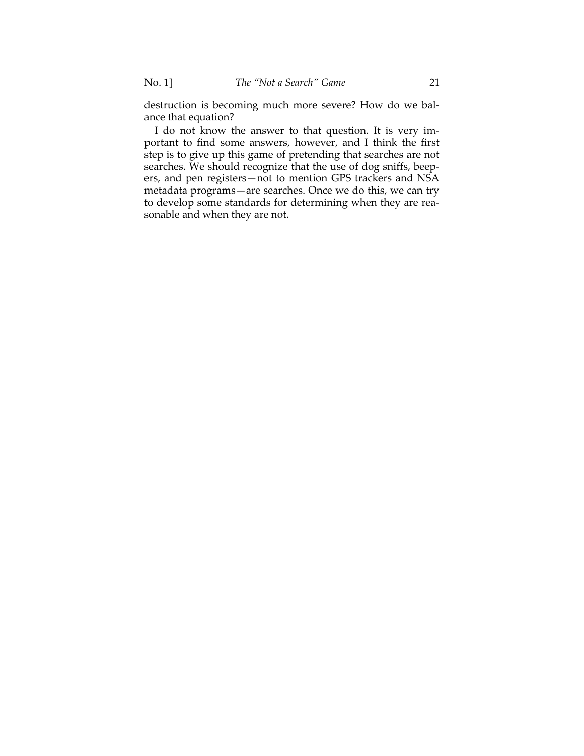destruction is becoming much more severe? How do we balance that equation?

I do not know the answer to that question. It is very important to find some answers, however, and I think the first step is to give up this game of pretending that searches are not searches. We should recognize that the use of dog sniffs, beepers, and pen registers—not to mention GPS trackers and NSA metadata programs—are searches. Once we do this, we can try to develop some standards for determining when they are reasonable and when they are not.